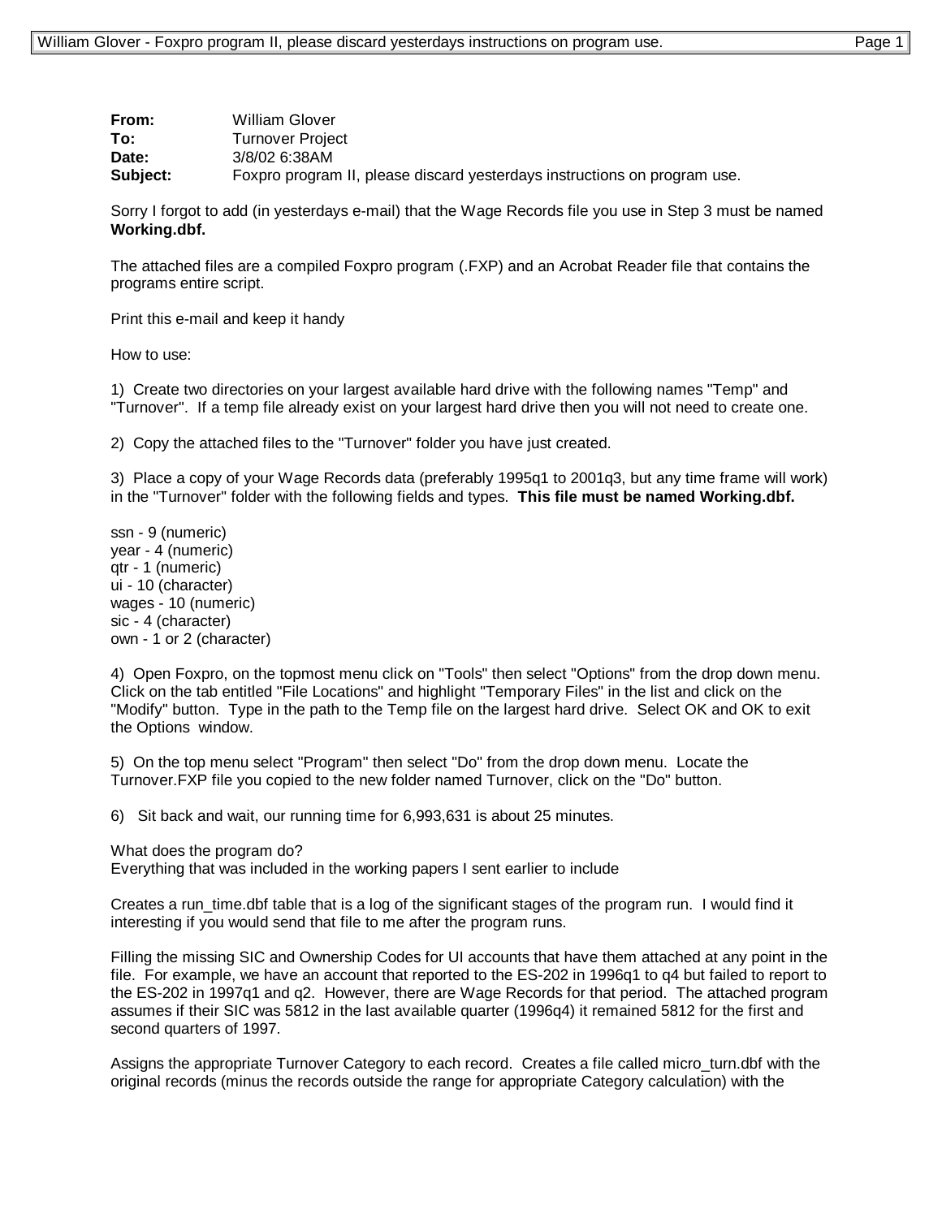**From:** William Glover
**To:** Turnover Project
**Date:** 3/8/02 6:38AM
**Subject:** Foxpro program II, please discard yesterdays instructions on program use.

Sorry I forgot to add (in yesterdays e-mail) that the Wage Records file you use in Step 3 must be named **Working.dbf.**

The attached files are a compiled Foxpro program (.FXP) and an Acrobat Reader file that contains the programs entire script.

Print this e-mail and keep it handy

How to use:

1) Create two directories on your largest available hard drive with the following names "Temp" and "Turnover". If a temp file already exist on your largest hard drive then you will not need to create one.

2) Copy the attached files to the "Turnover" folder you have just created.

3) Place a copy of your Wage Records data (preferably 1995q1 to 2001q3, but any time frame will work) in the "Turnover" folder with the following fields and types. **This file must be named Working.dbf.**

ssn - 9 (numeric)
year - 4 (numeric)
qtr - 1 (numeric)
ui - 10 (character)
wages - 10 (numeric)
sic - 4 (character)
own - 1 or 2 (character)

4) Open Foxpro, on the topmost menu click on "Tools" then select "Options" from the drop down menu. Click on the tab entitled "File Locations" and highlight "Temporary Files" in the list and click on the "Modify" button. Type in the path to the Temp file on the largest hard drive. Select OK and OK to exit the Options window.

5) On the top menu select "Program" then select "Do" from the drop down menu. Locate the Turnover.FXP file you copied to the new folder named Turnover, click on the "Do" button.

6) Sit back and wait, our running time for 6,993,631 is about 25 minutes.

What does the program do?
Everything that was included in the working papers I sent earlier to include

Creates a run_time.dbf table that is a log of the significant stages of the program run. I would find it interesting if you would send that file to me after the program runs.

Filling the missing SIC and Ownership Codes for UI accounts that have them attached at any point in the file. For example, we have an account that reported to the ES-202 in 1996q1 to q4 but failed to report to the ES-202 in 1997q1 and q2. However, there are Wage Records for that period. The attached program assumes if their SIC was 5812 in the last available quarter (1996q4) it remained 5812 for the first and second quarters of 1997.

Assigns the appropriate Turnover Category to each record. Creates a file called micro_turn.dbf with the original records (minus the records outside the range for appropriate Category calculation) with the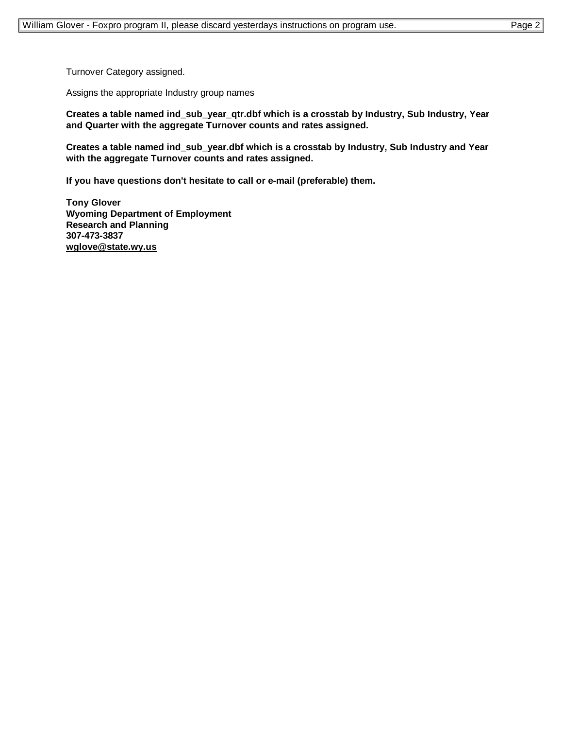Turnover Category assigned.

Assigns the appropriate Industry group names

**Creates a table named ind_sub_year_qtr.dbf which is a crosstab by Industry, Sub Industry, Year and Quarter with the aggregate Turnover counts and rates assigned.**

**Creates a table named ind_sub_year.dbf which is a crosstab by Industry, Sub Industry and Year with the aggregate Turnover counts and rates assigned.**

**If you have questions don't hesitate to call or e-mail (preferable) them.**

**Tony Glover**
**Wyoming Department of Employment**
**Research and Planning**
**307-473-3837**
**wglove@state.wy.us**